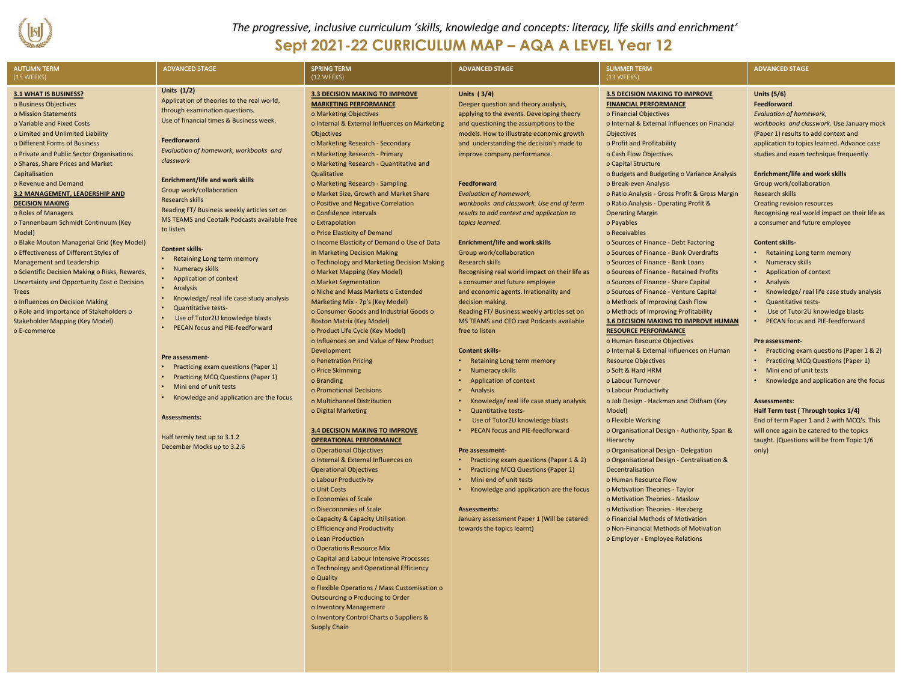*The progressive, inclusive curriculum 'skills, knowledge and concepts: literacy, life skills and enrichment'*

# Sept 2021-22 CURRICULUM MAP – AQA A LEVEL Year 12

## AUTUMN TERM (15 WEEKS)

**3.1 WHAT IS BUSINESS?**

- o Business Objectives
- o Mission Statements
- o Variable and Fixed Costs
- o Limited and Unlimited Liability
- o Different Forms of Business
- o Private and Public Sector Organisations
- o Shares, Share Prices and Market Capitalisation
- o Revenue and Demand

**3.2 MANAGEMENT, LEADERSHIP AND DECISION MAKING**

- o Roles of Managers
- o Tannenbaum Schmidt Continuum (Key Model)
- o Blake Mouton Managerial Grid (Key Model)
- o Effectiveness of Different Styles of Management and Leadership
- o Scientific Decision Making o Risks, Rewards, Uncertainty and Opportunity Cost o Decision Trees
- o Influences on Decision Making
- o Role and Importance of Stakeholders o Stakeholder Mapping (Key Model)
- o E-commerce

## ADVANCED STAGE

**Units (1/2)**

Application of theories to the real world, through examination questions.
Use of financial times & Business week.

**Feedforward**

*Evaluation of homework, workbooks and classwork*

**Enrichment/life and work skills**

Group work/collaboration
Research skills
Reading FT/ Business weekly articles set on MS TEAMS and Ceotalk Podcasts available free to listen

**Content skills-**

- Retaining Long term memory
- Numeracy skills
- Application of context
- Analysis
- Knowledge/ real life case study analysis
- Quantitative tests-
- Use of Tutor2U knowledge blasts
- PECAN focus and PIE-feedforward

**Pre assessment-**

- Practicing exam questions (Paper 1)
- Practicing MCQ Questions (Paper 1)
- Mini end of unit tests
- Knowledge and application are the focus

**Assessments:**

Half termly test up to 3.1.2
December Mocks up to 3.2.6

## SPRING TERM (12 WEEKS)

**3.3 DECISION MAKING TO IMPROVE MARKETING PERFORMANCE**

- o Marketing Objectives
- o Internal & External Influences on Marketing Objectives
- o Marketing Research - Secondary
- o Marketing Research - Primary
- o Marketing Research - Quantitative and Qualitative
- o Marketing Research - Sampling
- o Market Size, Growth and Market Share
- o Positive and Negative Correlation
- o Confidence Intervals
- o Extrapolation
- o Price Elasticity of Demand
- o Income Elasticity of Demand o Use of Data in Marketing Decision Making
- o Technology and Marketing Decision Making
- o Market Mapping (Key Model)
- o Market Segmentation
- o Niche and Mass Markets o Extended Marketing Mix - 7p's (Key Model)
- o Consumer Goods and Industrial Goods o Boston Matrix (Key Model)
- o Product Life Cycle (Key Model)
- o Influences on and Value of New Product Development
- o Penetration Pricing
- o Price Skimming
- o Branding
- o Promotional Decisions
- o Multichannel Distribution
- o Digital Marketing

**3.4 DECISION MAKING TO IMPROVE OPERATIONAL PERFORMANCE**

- o Operational Objectives
- o Internal & External Influences on Operational Objectives
- o Labour Productivity
- o Unit Costs
- o Economies of Scale
- o Diseconomies of Scale
- o Capacity & Capacity Utilisation
- o Efficiency and Productivity
- o Lean Production
- o Operations Resource Mix
- o Capital and Labour Intensive Processes
- o Technology and Operational Efficiency
- o Quality
- o Flexible Operations / Mass Customisation o Outsourcing o Producing to Order
- o Inventory Management
- o Inventory Control Charts o Suppliers & Supply Chain

## ADVANCED STAGE

**Units ( 3/4)**

Deeper question and theory analysis, applying to the events. Developing theory and questioning the assumptions to the models. How to illustrate economic growth and understanding the decision's made to improve company performance.

**Feedforward**

*Evaluation of homework, workbooks and classwork. Use end of term results to add context and application to topics learned.*

**Enrichment/life and work skills**

Group work/collaboration
Research skills
Recognising real world impact on their life as a consumer and future employee and economic agents. Irrationality and decision making.
Reading FT/ Business weekly articles set on MS TEAMS and CEO cast Podcasts available free to listen

**Content skills-**

- Retaining Long term memory
- Numeracy skills
- Application of context
- Analysis
- Knowledge/ real life case study analysis
- Quantitative tests-
- Use of Tutor2U knowledge blasts
- PECAN focus and PIE-feedforward

**Pre assessment-**

- Practicing exam questions (Paper 1 & 2)
- Practicing MCQ Questions (Paper 1)
- Mini end of unit tests
- Knowledge and application are the focus

**Assessments:**

January assessment Paper 1 (Will be catered towards the topics learnt)

## SUMMER TERM (13 WEEKS)

**3.5 DECISION MAKING TO IMPROVE FINANCIAL PERFORMANCE**

- o Financial Objectives
- o Internal & External Influences on Financial Objectives
- o Profit and Profitability
- o Cash Flow Objectives
- o Capital Structure
- o Budgets and Budgeting o Variance Analysis
- o Break-even Analysis
- o Ratio Analysis - Gross Profit & Gross Margin
- o Ratio Analysis - Operating Profit & Operating Margin
- o Payables
- o Receivables
- o Sources of Finance - Debt Factoring
- o Sources of Finance - Bank Overdrafts
- o Sources of Finance - Bank Loans
- o Sources of Finance - Retained Profits
- o Sources of Finance - Share Capital
- o Sources of Finance - Venture Capital
- o Methods of Improving Cash Flow
- o Methods of Improving Profitability

**3.6 DECISION MAKING TO IMPROVE HUMAN RESOURCE PERFORMANCE**

- o Human Resource Objectives
- o Internal & External Influences on Human Resource Objectives
- o Soft & Hard HRM
- o Labour Turnover
- o Labour Productivity
- o Job Design - Hackman and Oldham (Key Model)
- o Flexible Working
- o Organisational Design - Authority, Span & Hierarchy
- o Organisational Design - Delegation
- o Organisational Design - Centralisation & Decentralisation
- o Human Resource Flow
- o Motivation Theories - Taylor
- o Motivation Theories - Maslow
- o Motivation Theories - Herzberg
- o Financial Methods of Motivation
- o Non-Financial Methods of Motivation
- o Employer - Employee Relations

## ADVANCED STAGE

**Units (5/6)**

**Feedforward**

*Evaluation of homework, workbooks and classwork.* Use January mock (Paper 1) results to add context and application to topics learned. Advance case studies and exam technique frequently.

**Enrichment/life and work skills**

Group work/collaboration
Research skills
Creating revision resources
Recognising real world impact on their life as a consumer and future employee

**Content skills-**

- Retaining Long term memory
- Numeracy skills
- Application of context
- Analysis
- Knowledge/ real life case study analysis
- Quantitative tests-
- Use of Tutor2U knowledge blasts
- PECAN focus and PIE-feedforward

**Pre assessment-**

- Practicing exam questions (Paper 1 & 2)
- Practicing MCQ Questions (Paper 1)
- Mini end of unit tests
- Knowledge and application are the focus

**Assessments:**

**Half Term test ( Through topics 1/4)**

End of term Paper 1 and 2 with MCQ's. This will once again be catered to the topics taught. (Questions will be from Topic 1/6 only)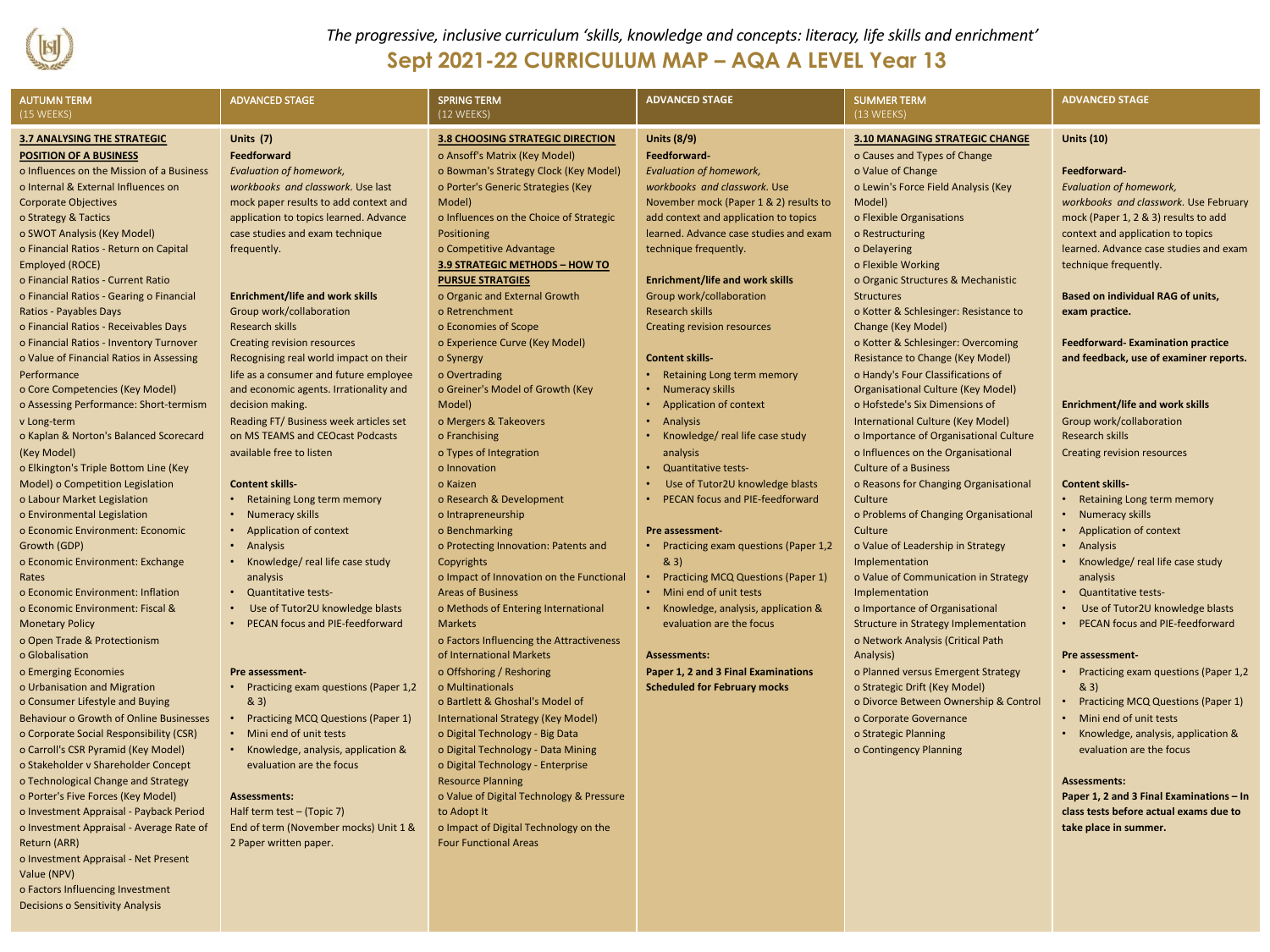*The progressive, inclusive curriculum 'skills, knowledge and concepts: literacy, life skills and enrichment'*

## Sept 2021-22 CURRICULUM MAP – AQA A LEVEL Year 13

| AUTUMN TERM (15 WEEKS) | ADVANCED STAGE | SPRING TERM (12 WEEKS) | ADVANCED STAGE | SUMMER TERM (13 WEEKS) | ADVANCED STAGE |
|---|---|---|---|---|---|
| **3.7 ANALYSING THE STRATEGIC POSITION OF A BUSINESS**<br>o Influences on the Mission of a Business<br>o Internal & External Influences on Corporate Objectives<br>o Strategy & Tactics<br>o SWOT Analysis (Key Model)<br>o Financial Ratios - Return on Capital Employed (ROCE)<br>o Financial Ratios - Current Ratio<br>o Financial Ratios - Gearing o Financial Ratios - Payables Days<br>o Financial Ratios - Receivables Days<br>o Financial Ratios - Inventory Turnover<br>o Value of Financial Ratios in Assessing Performance<br>o Core Competencies (Key Model)<br>o Assessing Performance: Short-termism v Long-term<br>o Kaplan & Norton's Balanced Scorecard (Key Model)<br>o Elkington's Triple Bottom Line (Key Model) o Competition Legislation<br>o Labour Market Legislation<br>o Environmental Legislation<br>o Economic Environment: Economic Growth (GDP)<br>o Economic Environment: Exchange Rates<br>o Economic Environment: Inflation<br>o Economic Environment: Fiscal & Monetary Policy<br>o Open Trade & Protectionism<br>o Globalisation<br>o Emerging Economies<br>o Urbanisation and Migration<br>o Consumer Lifestyle and Buying Behaviour o Growth of Online Businesses<br>o Corporate Social Responsibility (CSR)<br>o Carroll's CSR Pyramid (Key Model)<br>o Stakeholder v Shareholder Concept<br>o Technological Change and Strategy<br>o Porter's Five Forces (Key Model)<br>o Investment Appraisal - Payback Period<br>o Investment Appraisal - Average Rate of Return (ARR)<br>o Investment Appraisal - Net Present Value (NPV)<br>o Factors Influencing Investment Decisions o Sensitivity Analysis | **Units (7)**<br>**Feedforward**<br>*Evaluation of homework, workbooks and classwork.* Use last mock paper results to add context and application to topics learned. Advance case studies and exam technique frequently.<br><br>**Enrichment/life and work skills**<br>Group work/collaboration<br>Research skills<br>Creating revision resources<br>Recognising real world impact on their life as a consumer and future employee and economic agents. Irrationality and decision making.<br>Reading FT/ Business week articles set on MS TEAMS and CEOcast Podcasts available free to listen<br><br>**Content skills-**<br>• Retaining Long term memory<br>• Numeracy skills<br>• Application of context<br>• Analysis<br>• Knowledge/ real life case study analysis<br>• Quantitative tests-<br>• Use of Tutor2U knowledge blasts<br>• PECAN focus and PIE-feedforward<br><br>**Pre assessment-**<br>• Practicing exam questions (Paper 1,2 & 3)<br>• Practicing MCQ Questions (Paper 1)<br>• Mini end of unit tests<br>• Knowledge, analysis, application & evaluation are the focus<br><br>**Assessments:**<br>Half term test – (Topic 7)<br>End of term (November mocks) Unit 1 & 2 Paper written paper. | **3.8 CHOOSING STRATEGIC DIRECTION**<br>o Ansoff's Matrix (Key Model)<br>o Bowman's Strategy Clock (Key Model)<br>o Porter's Generic Strategies (Key Model)<br>o Influences on the Choice of Strategic Positioning<br>o Competitive Advantage<br>**3.9 STRATEGIC METHODS – HOW TO PURSUE STRATGIES**<br>o Organic and External Growth<br>o Retrenchment<br>o Economies of Scope<br>o Experience Curve (Key Model)<br>o Synergy<br>o Overtrading<br>o Greiner's Model of Growth (Key Model)<br>o Mergers & Takeovers<br>o Franchising<br>o Types of Integration<br>o Innovation<br>o Kaizen<br>o Research & Development<br>o Intrapreneurship<br>o Benchmarking<br>o Protecting Innovation: Patents and Copyrights<br>o Impact of Innovation on the Functional Areas of Business<br>o Methods of Entering International Markets<br>o Factors Influencing the Attractiveness of International Markets<br>o Offshoring / Reshoring<br>o Multinationals<br>o Bartlett & Ghoshal's Model of International Strategy (Key Model)<br>o Digital Technology - Big Data<br>o Digital Technology - Data Mining<br>o Digital Technology - Enterprise Resource Planning<br>o Value of Digital Technology & Pressure to Adopt It<br>o Impact of Digital Technology on the Four Functional Areas | **Units (8/9)**<br>**Feedforward-**<br>*Evaluation of homework, workbooks and classwork.* Use November mock (Paper 1 & 2) results to add context and application to topics learned. Advance case studies and exam technique frequently.<br><br>**Enrichment/life and work skills**<br>Group work/collaboration<br>Research skills<br>Creating revision resources<br><br>**Content skills-**<br>• Retaining Long term memory<br>• Numeracy skills<br>• Application of context<br>• Analysis<br>• Knowledge/ real life case study analysis<br>• Quantitative tests-<br>• Use of Tutor2U knowledge blasts<br>• PECAN focus and PIE-feedforward<br><br>**Pre assessment-**<br>• Practicing exam questions (Paper 1,2 & 3)<br>• Practicing MCQ Questions (Paper 1)<br>• Mini end of unit tests<br>• Knowledge, analysis, application & evaluation are the focus<br><br>**Assessments:**<br>**Paper 1, 2 and 3 Final Examinations Scheduled for February mocks** | **3.10 MANAGING STRATEGIC CHANGE**<br>o Causes and Types of Change<br>o Value of Change<br>o Lewin's Force Field Analysis (Key Model)<br>o Flexible Organisations<br>o Restructuring<br>o Delayering<br>o Flexible Working<br>o Organic Structures & Mechanistic Structures<br>o Kotter & Schlesinger: Resistance to Change (Key Model)<br>o Kotter & Schlesinger: Overcoming Resistance to Change (Key Model)<br>o Handy's Four Classifications of Organisational Culture (Key Model)<br>o Hofstede's Six Dimensions of International Culture (Key Model)<br>o Importance of Organisational Culture<br>o Influences on the Organisational Culture of a Business<br>o Reasons for Changing Organisational Culture<br>o Problems of Changing Organisational Culture<br>o Value of Leadership in Strategy Implementation<br>o Value of Communication in Strategy Implementation<br>o Importance of Organisational Structure in Strategy Implementation<br>o Network Analysis (Critical Path Analysis)<br>o Planned versus Emergent Strategy<br>o Strategic Drift (Key Model)<br>o Divorce Between Ownership & Control<br>o Corporate Governance<br>o Strategic Planning<br>o Contingency Planning | **Units (10)**<br><br>**Feedforward-**<br>*Evaluation of homework, workbooks and classwork.* Use February mock (Paper 1, 2 & 3) results to add context and application to topics learned. Advance case studies and exam technique frequently.<br><br>**Based on individual RAG of units, exam practice.**<br><br>**Feedforward- Examination practice and feedback, use of examiner reports.**<br><br>**Enrichment/life and work skills**<br>Group work/collaboration<br>Research skills<br>Creating revision resources<br><br>**Content skills-**<br>• Retaining Long term memory<br>• Numeracy skills<br>• Application of context<br>• Analysis<br>• Knowledge/ real life case study analysis<br>• Quantitative tests-<br>• Use of Tutor2U knowledge blasts<br>• PECAN focus and PIE-feedforward<br><br>**Pre assessment-**<br>• Practicing exam questions (Paper 1,2 & 3)<br>• Practicing MCQ Questions (Paper 1)<br>• Mini end of unit tests<br>• Knowledge, analysis, application & evaluation are the focus<br><br>**Assessments:**<br>**Paper 1, 2 and 3 Final Examinations – In class tests before actual exams due to take place in summer.** |